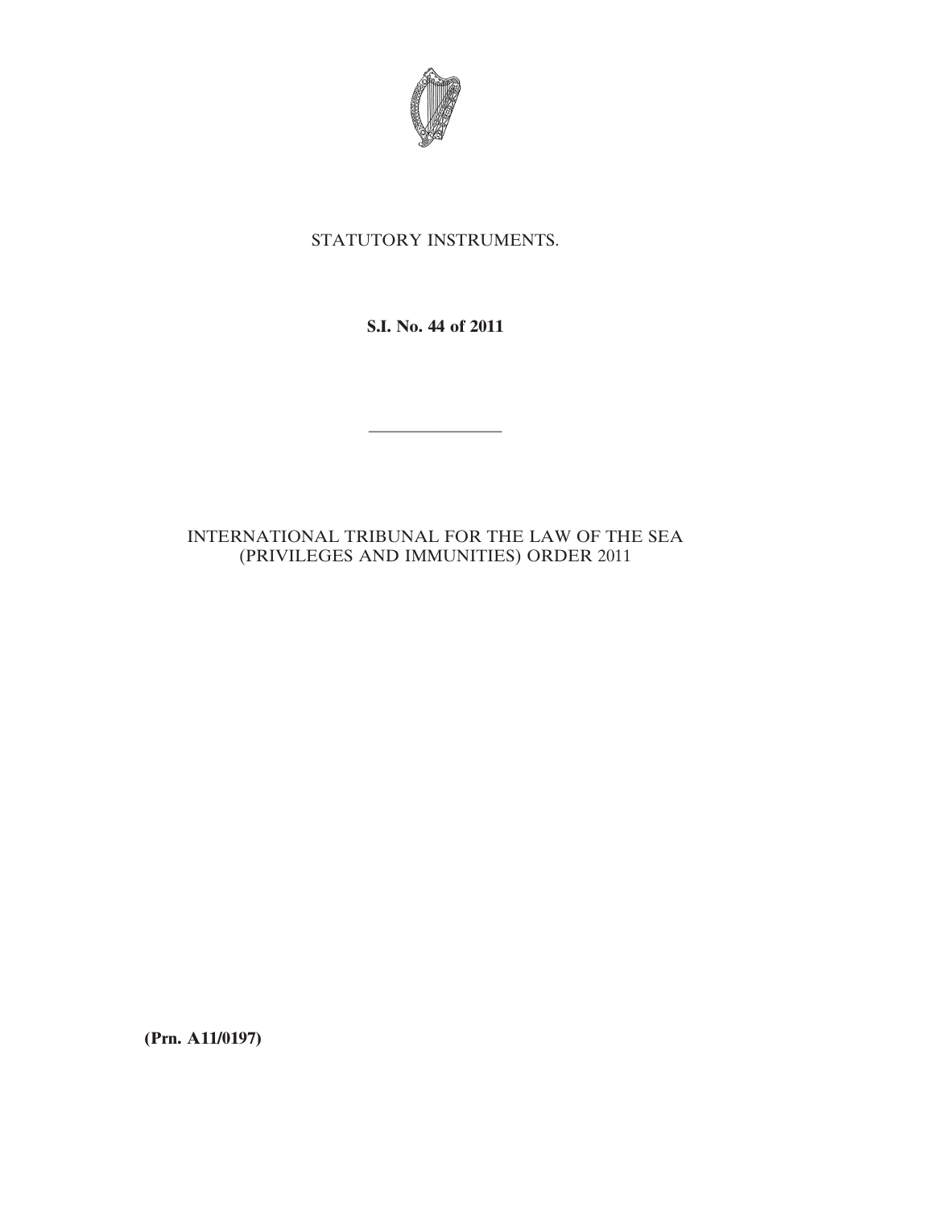STATUTORY INSTRUMENTS.

**S.I. No. 44 of 2011**

---

INTERNATIONAL TRIBUNAL FOR THE LAW OF THE SEA (PRIVILEGES AND IMMUNITIES) ORDER 2011

**(Prn. A11/0197)**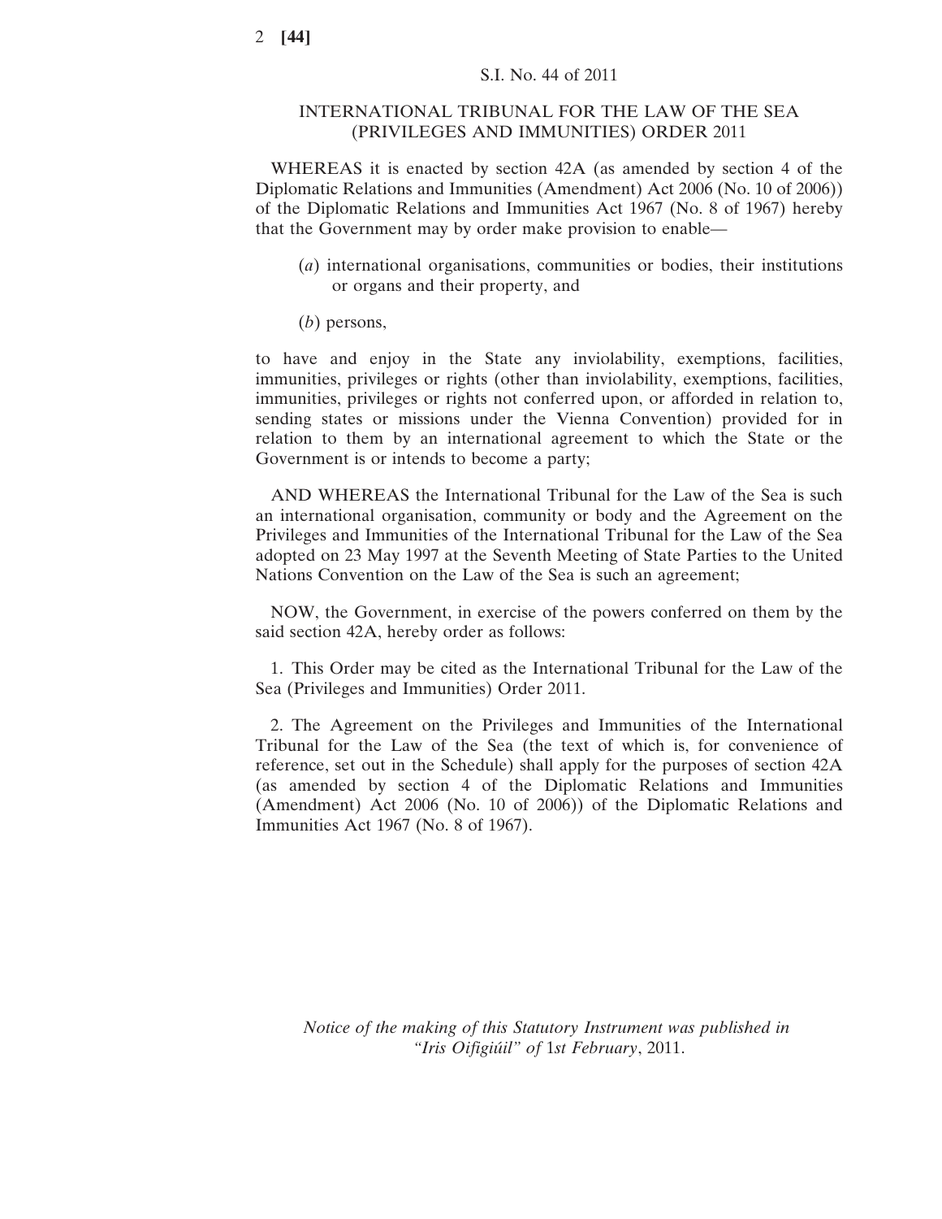S.I. No. 44 of 2011

# INTERNATIONAL TRIBUNAL FOR THE LAW OF THE SEA (PRIVILEGES AND IMMUNITIES) ORDER 2011

WHEREAS it is enacted by section 42A (as amended by section 4 of the Diplomatic Relations and Immunities (Amendment) Act 2006 (No. 10 of 2006)) of the Diplomatic Relations and Immunities Act 1967 (No. 8 of 1967) hereby that the Government may by order make provision to enable—

(*a*) international organisations, communities or bodies, their institutions or organs and their property, and

(*b*) persons,

to have and enjoy in the State any inviolability, exemptions, facilities, immunities, privileges or rights (other than inviolability, exemptions, facilities, immunities, privileges or rights not conferred upon, or afforded in relation to, sending states or missions under the Vienna Convention) provided for in relation to them by an international agreement to which the State or the Government is or intends to become a party;

AND WHEREAS the International Tribunal for the Law of the Sea is such an international organisation, community or body and the Agreement on the Privileges and Immunities of the International Tribunal for the Law of the Sea adopted on 23 May 1997 at the Seventh Meeting of State Parties to the United Nations Convention on the Law of the Sea is such an agreement;

NOW, the Government, in exercise of the powers conferred on them by the said section 42A, hereby order as follows:

1. This Order may be cited as the International Tribunal for the Law of the Sea (Privileges and Immunities) Order 2011.

2. The Agreement on the Privileges and Immunities of the International Tribunal for the Law of the Sea (the text of which is, for convenience of reference, set out in the Schedule) shall apply for the purposes of section 42A (as amended by section 4 of the Diplomatic Relations and Immunities (Amendment) Act 2006 (No. 10 of 2006)) of the Diplomatic Relations and Immunities Act 1967 (No. 8 of 1967).

*Notice of the making of this Statutory Instrument was published in "Iris Oifigiúil" of* 1*st February*, 2011.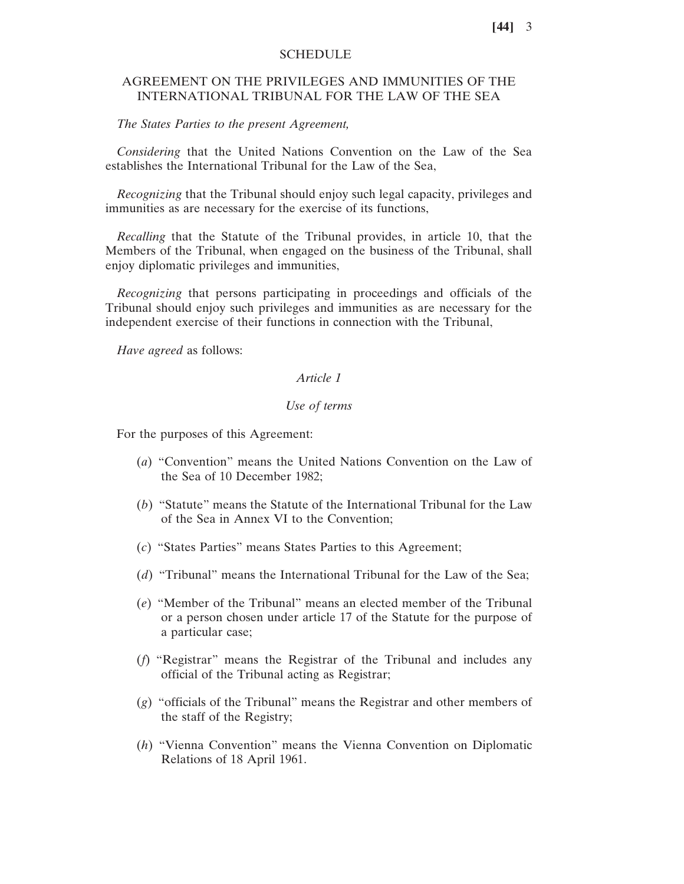# SCHEDULE

## AGREEMENT ON THE PRIVILEGES AND IMMUNITIES OF THE INTERNATIONAL TRIBUNAL FOR THE LAW OF THE SEA

*The States Parties to the present Agreement,*

*Considering* that the United Nations Convention on the Law of the Sea establishes the International Tribunal for the Law of the Sea,

*Recognizing* that the Tribunal should enjoy such legal capacity, privileges and immunities as are necessary for the exercise of its functions,

*Recalling* that the Statute of the Tribunal provides, in article 10, that the Members of the Tribunal, when engaged on the business of the Tribunal, shall enjoy diplomatic privileges and immunities,

*Recognizing* that persons participating in proceedings and officials of the Tribunal should enjoy such privileges and immunities as are necessary for the independent exercise of their functions in connection with the Tribunal,

*Have agreed* as follows:

### *Article 1*

### *Use of terms*

For the purposes of this Agreement:

(*a*) "Convention" means the United Nations Convention on the Law of the Sea of 10 December 1982;

(*b*) "Statute" means the Statute of the International Tribunal for the Law of the Sea in Annex VI to the Convention;

(*c*) "States Parties" means States Parties to this Agreement;

(*d*) "Tribunal" means the International Tribunal for the Law of the Sea;

(*e*) "Member of the Tribunal" means an elected member of the Tribunal or a person chosen under article 17 of the Statute for the purpose of a particular case;

(*f*) "Registrar" means the Registrar of the Tribunal and includes any official of the Tribunal acting as Registrar;

(*g*) "officials of the Tribunal" means the Registrar and other members of the staff of the Registry;

(*h*) "Vienna Convention" means the Vienna Convention on Diplomatic Relations of 18 April 1961.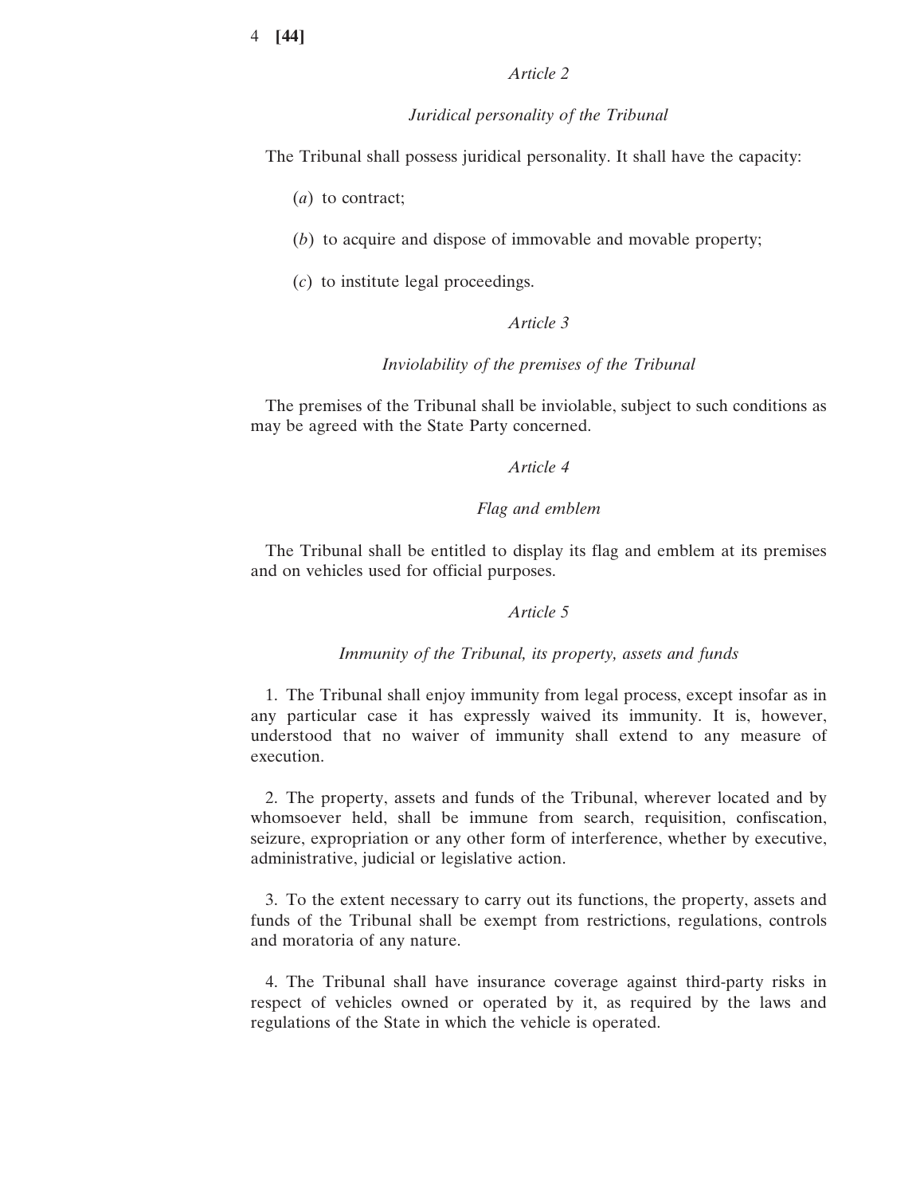*Article 2*

*Juridical personality of the Tribunal*

The Tribunal shall possess juridical personality. It shall have the capacity:

(*a*) to contract;

(*b*) to acquire and dispose of immovable and movable property;

(*c*) to institute legal proceedings.

*Article 3*

*Inviolability of the premises of the Tribunal*

The premises of the Tribunal shall be inviolable, subject to such conditions as may be agreed with the State Party concerned.

*Article 4*

*Flag and emblem*

The Tribunal shall be entitled to display its flag and emblem at its premises and on vehicles used for official purposes.

*Article 5*

*Immunity of the Tribunal, its property, assets and funds*

1. The Tribunal shall enjoy immunity from legal process, except insofar as in any particular case it has expressly waived its immunity. It is, however, understood that no waiver of immunity shall extend to any measure of execution.

2. The property, assets and funds of the Tribunal, wherever located and by whomsoever held, shall be immune from search, requisition, confiscation, seizure, expropriation or any other form of interference, whether by executive, administrative, judicial or legislative action.

3. To the extent necessary to carry out its functions, the property, assets and funds of the Tribunal shall be exempt from restrictions, regulations, controls and moratoria of any nature.

4. The Tribunal shall have insurance coverage against third-party risks in respect of vehicles owned or operated by it, as required by the laws and regulations of the State in which the vehicle is operated.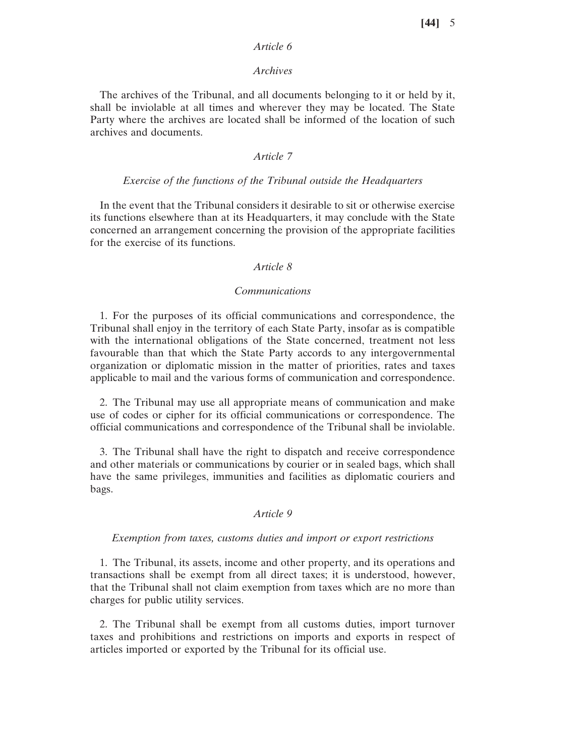*Article 6*

*Archives*

The archives of the Tribunal, and all documents belonging to it or held by it, shall be inviolable at all times and wherever they may be located. The State Party where the archives are located shall be informed of the location of such archives and documents.

*Article 7*

*Exercise of the functions of the Tribunal outside the Headquarters*

In the event that the Tribunal considers it desirable to sit or otherwise exercise its functions elsewhere than at its Headquarters, it may conclude with the State concerned an arrangement concerning the provision of the appropriate facilities for the exercise of its functions.

*Article 8*

*Communications*

1. For the purposes of its official communications and correspondence, the Tribunal shall enjoy in the territory of each State Party, insofar as is compatible with the international obligations of the State concerned, treatment not less favourable than that which the State Party accords to any intergovernmental organization or diplomatic mission in the matter of priorities, rates and taxes applicable to mail and the various forms of communication and correspondence.

2. The Tribunal may use all appropriate means of communication and make use of codes or cipher for its official communications or correspondence. The official communications and correspondence of the Tribunal shall be inviolable.

3. The Tribunal shall have the right to dispatch and receive correspondence and other materials or communications by courier or in sealed bags, which shall have the same privileges, immunities and facilities as diplomatic couriers and bags.

*Article 9*

*Exemption from taxes, customs duties and import or export restrictions*

1. The Tribunal, its assets, income and other property, and its operations and transactions shall be exempt from all direct taxes; it is understood, however, that the Tribunal shall not claim exemption from taxes which are no more than charges for public utility services.

2. The Tribunal shall be exempt from all customs duties, import turnover taxes and prohibitions and restrictions on imports and exports in respect of articles imported or exported by the Tribunal for its official use.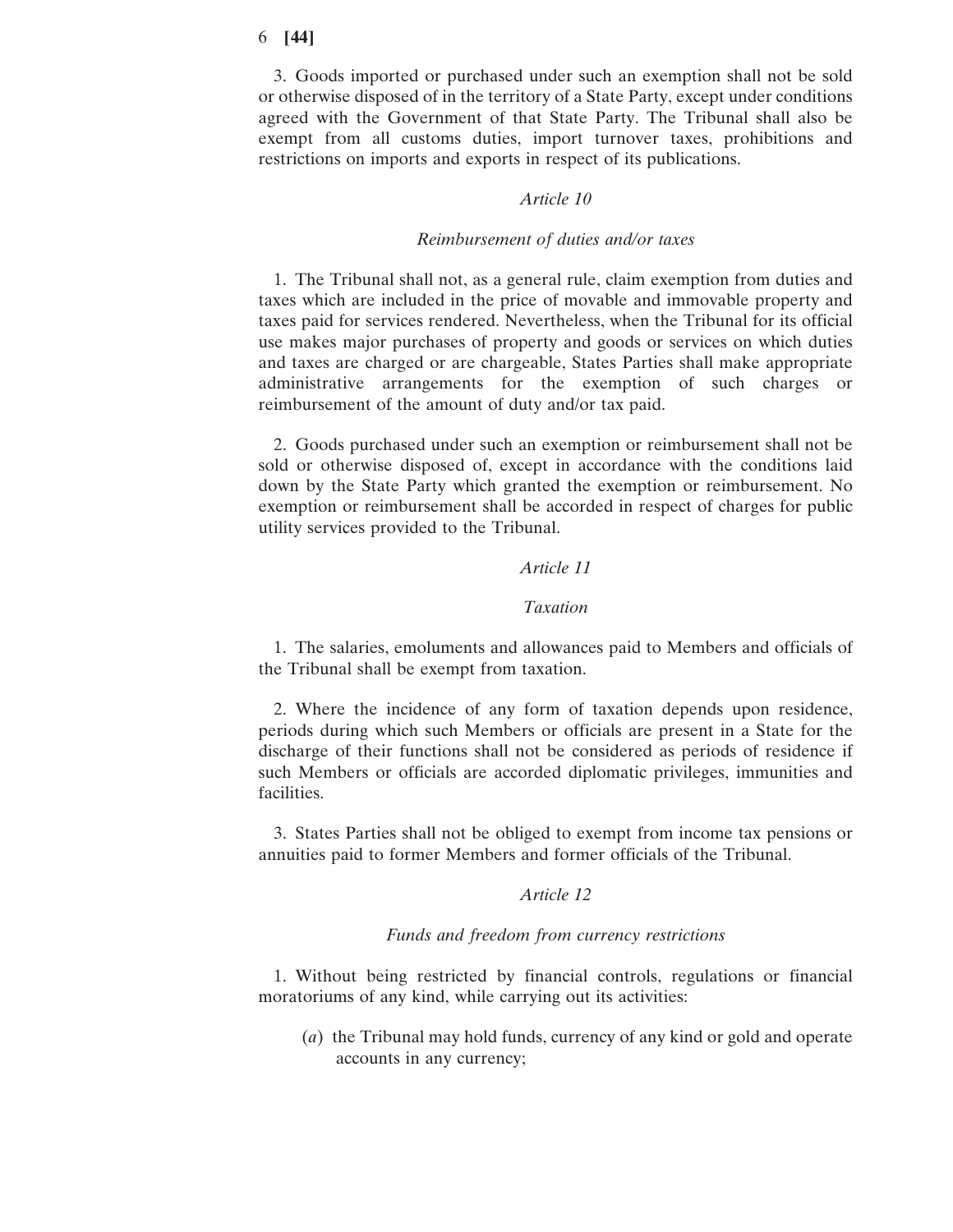3. Goods imported or purchased under such an exemption shall not be sold or otherwise disposed of in the territory of a State Party, except under conditions agreed with the Government of that State Party. The Tribunal shall also be exempt from all customs duties, import turnover taxes, prohibitions and restrictions on imports and exports in respect of its publications.

*Article 10*

*Reimbursement of duties and/or taxes*

1. The Tribunal shall not, as a general rule, claim exemption from duties and taxes which are included in the price of movable and immovable property and taxes paid for services rendered. Nevertheless, when the Tribunal for its official use makes major purchases of property and goods or services on which duties and taxes are charged or are chargeable, States Parties shall make appropriate administrative arrangements for the exemption of such charges or reimbursement of the amount of duty and/or tax paid.

2. Goods purchased under such an exemption or reimbursement shall not be sold or otherwise disposed of, except in accordance with the conditions laid down by the State Party which granted the exemption or reimbursement. No exemption or reimbursement shall be accorded in respect of charges for public utility services provided to the Tribunal.

*Article 11*

*Taxation*

1. The salaries, emoluments and allowances paid to Members and officials of the Tribunal shall be exempt from taxation.

2. Where the incidence of any form of taxation depends upon residence, periods during which such Members or officials are present in a State for the discharge of their functions shall not be considered as periods of residence if such Members or officials are accorded diplomatic privileges, immunities and facilities.

3. States Parties shall not be obliged to exempt from income tax pensions or annuities paid to former Members and former officials of the Tribunal.

*Article 12*

*Funds and freedom from currency restrictions*

1. Without being restricted by financial controls, regulations or financial moratoriums of any kind, while carrying out its activities:

(*a*) the Tribunal may hold funds, currency of any kind or gold and operate accounts in any currency;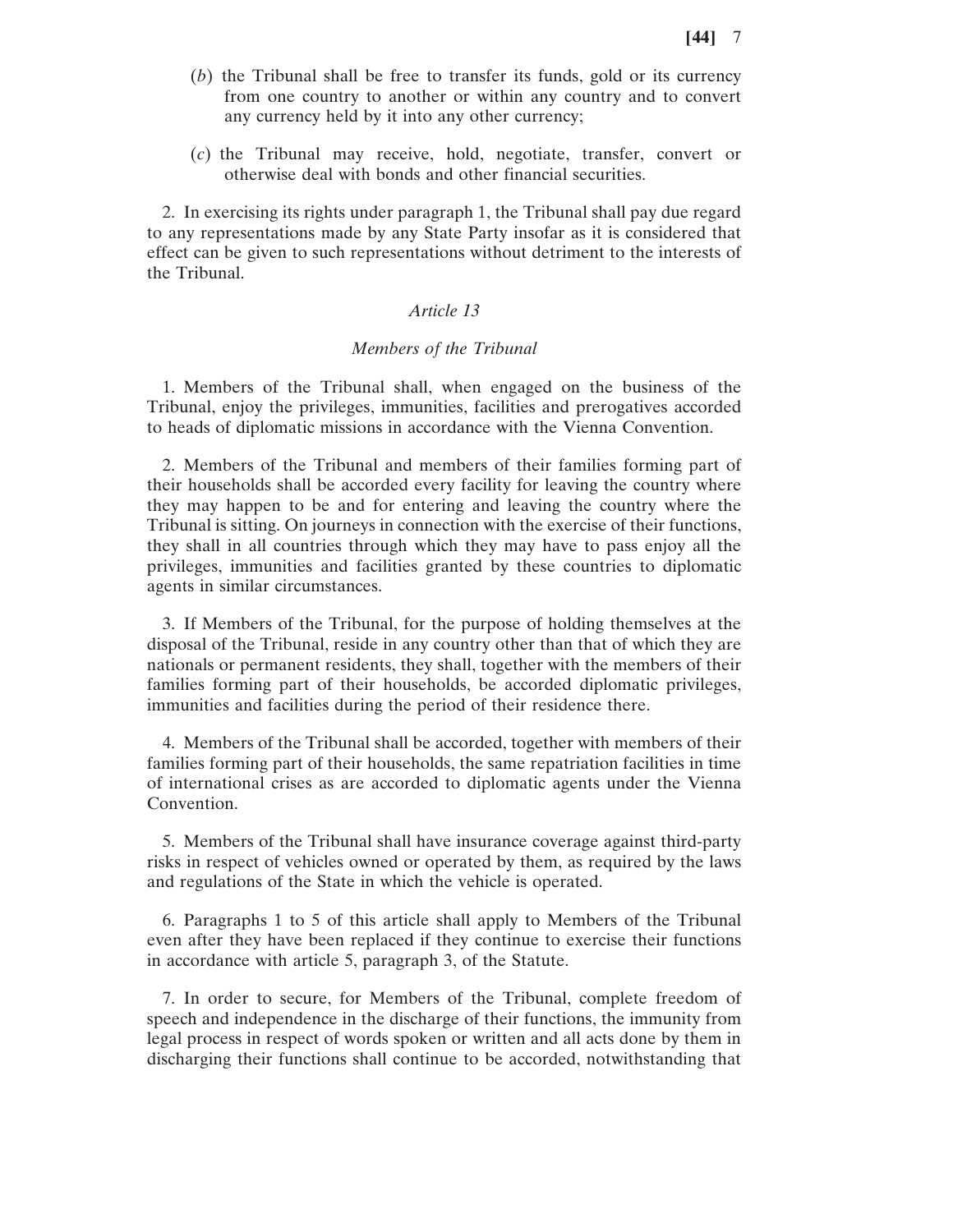(*b*) the Tribunal shall be free to transfer its funds, gold or its currency from one country to another or within any country and to convert any currency held by it into any other currency;

(*c*) the Tribunal may receive, hold, negotiate, transfer, convert or otherwise deal with bonds and other financial securities.

2. In exercising its rights under paragraph 1, the Tribunal shall pay due regard to any representations made by any State Party insofar as it is considered that effect can be given to such representations without detriment to the interests of the Tribunal.

*Article 13*

*Members of the Tribunal*

1. Members of the Tribunal shall, when engaged on the business of the Tribunal, enjoy the privileges, immunities, facilities and prerogatives accorded to heads of diplomatic missions in accordance with the Vienna Convention.

2. Members of the Tribunal and members of their families forming part of their households shall be accorded every facility for leaving the country where they may happen to be and for entering and leaving the country where the Tribunal is sitting. On journeys in connection with the exercise of their functions, they shall in all countries through which they may have to pass enjoy all the privileges, immunities and facilities granted by these countries to diplomatic agents in similar circumstances.

3. If Members of the Tribunal, for the purpose of holding themselves at the disposal of the Tribunal, reside in any country other than that of which they are nationals or permanent residents, they shall, together with the members of their families forming part of their households, be accorded diplomatic privileges, immunities and facilities during the period of their residence there.

4. Members of the Tribunal shall be accorded, together with members of their families forming part of their households, the same repatriation facilities in time of international crises as are accorded to diplomatic agents under the Vienna Convention.

5. Members of the Tribunal shall have insurance coverage against third-party risks in respect of vehicles owned or operated by them, as required by the laws and regulations of the State in which the vehicle is operated.

6. Paragraphs 1 to 5 of this article shall apply to Members of the Tribunal even after they have been replaced if they continue to exercise their functions in accordance with article 5, paragraph 3, of the Statute.

7. In order to secure, for Members of the Tribunal, complete freedom of speech and independence in the discharge of their functions, the immunity from legal process in respect of words spoken or written and all acts done by them in discharging their functions shall continue to be accorded, notwithstanding that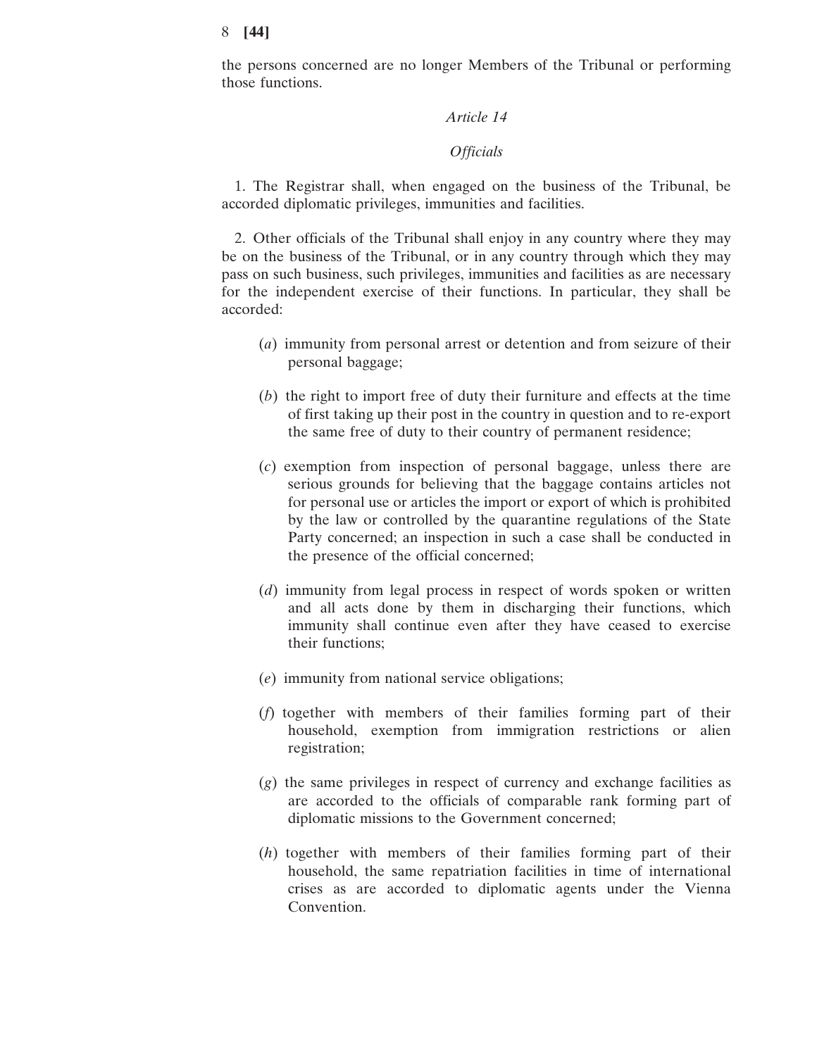the persons concerned are no longer Members of the Tribunal or performing those functions.

*Article 14*

*Officials*

1. The Registrar shall, when engaged on the business of the Tribunal, be accorded diplomatic privileges, immunities and facilities.

2. Other officials of the Tribunal shall enjoy in any country where they may be on the business of the Tribunal, or in any country through which they may pass on such business, such privileges, immunities and facilities as are necessary for the independent exercise of their functions. In particular, they shall be accorded:

(*a*) immunity from personal arrest or detention and from seizure of their personal baggage;

(*b*) the right to import free of duty their furniture and effects at the time of first taking up their post in the country in question and to re-export the same free of duty to their country of permanent residence;

(*c*) exemption from inspection of personal baggage, unless there are serious grounds for believing that the baggage contains articles not for personal use or articles the import or export of which is prohibited by the law or controlled by the quarantine regulations of the State Party concerned; an inspection in such a case shall be conducted in the presence of the official concerned;

(*d*) immunity from legal process in respect of words spoken or written and all acts done by them in discharging their functions, which immunity shall continue even after they have ceased to exercise their functions;

(*e*) immunity from national service obligations;

(*f*) together with members of their families forming part of their household, exemption from immigration restrictions or alien registration;

(*g*) the same privileges in respect of currency and exchange facilities as are accorded to the officials of comparable rank forming part of diplomatic missions to the Government concerned;

(*h*) together with members of their families forming part of their household, the same repatriation facilities in time of international crises as are accorded to diplomatic agents under the Vienna Convention.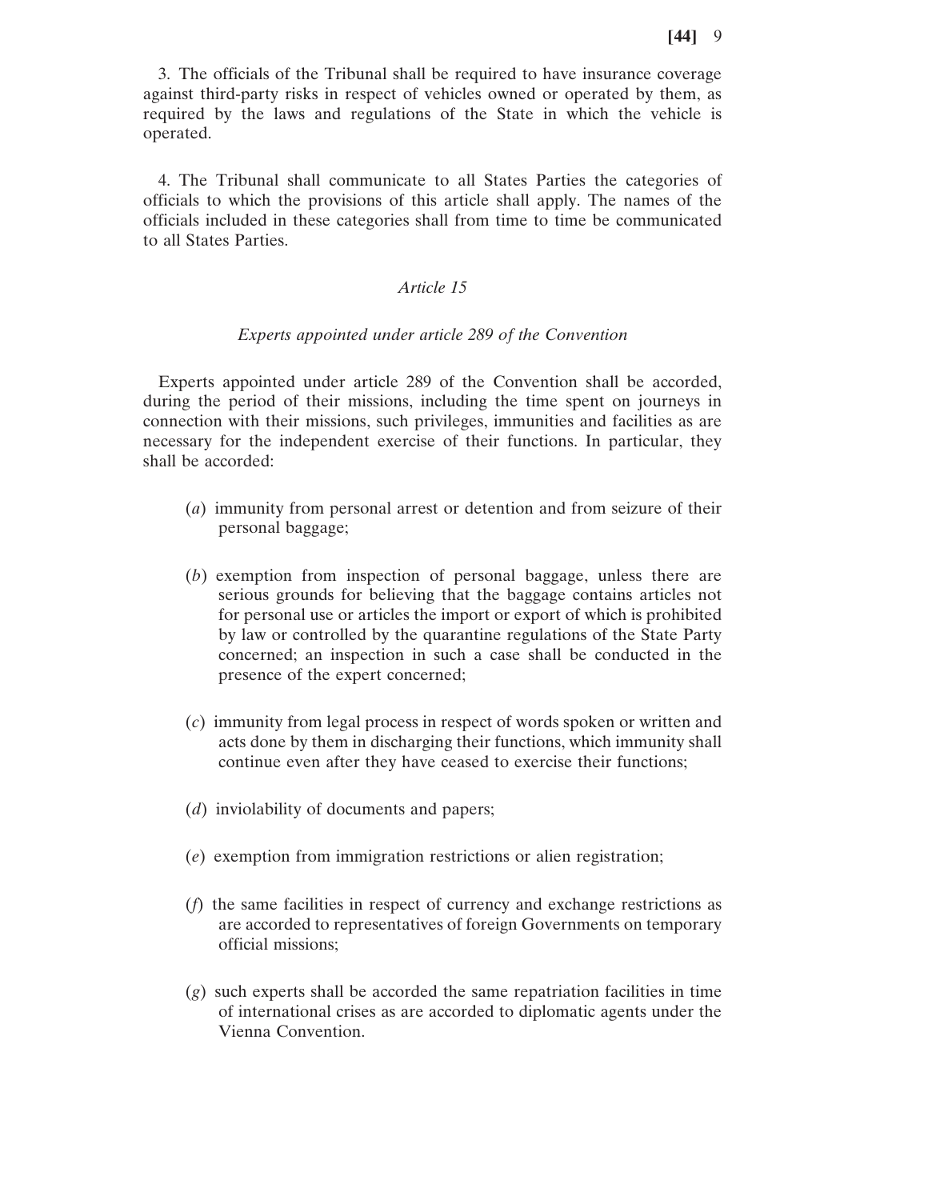3. The officials of the Tribunal shall be required to have insurance coverage against third-party risks in respect of vehicles owned or operated by them, as required by the laws and regulations of the State in which the vehicle is operated.

4. The Tribunal shall communicate to all States Parties the categories of officials to which the provisions of this article shall apply. The names of the officials included in these categories shall from time to time be communicated to all States Parties.

### *Article 15*

### *Experts appointed under article 289 of the Convention*

Experts appointed under article 289 of the Convention shall be accorded, during the period of their missions, including the time spent on journeys in connection with their missions, such privileges, immunities and facilities as are necessary for the independent exercise of their functions. In particular, they shall be accorded:

(*a*) immunity from personal arrest or detention and from seizure of their personal baggage;

(*b*) exemption from inspection of personal baggage, unless there are serious grounds for believing that the baggage contains articles not for personal use or articles the import or export of which is prohibited by law or controlled by the quarantine regulations of the State Party concerned; an inspection in such a case shall be conducted in the presence of the expert concerned;

(*c*) immunity from legal process in respect of words spoken or written and acts done by them in discharging their functions, which immunity shall continue even after they have ceased to exercise their functions;

(*d*) inviolability of documents and papers;

(*e*) exemption from immigration restrictions or alien registration;

(*f*) the same facilities in respect of currency and exchange restrictions as are accorded to representatives of foreign Governments on temporary official missions;

(*g*) such experts shall be accorded the same repatriation facilities in time of international crises as are accorded to diplomatic agents under the Vienna Convention.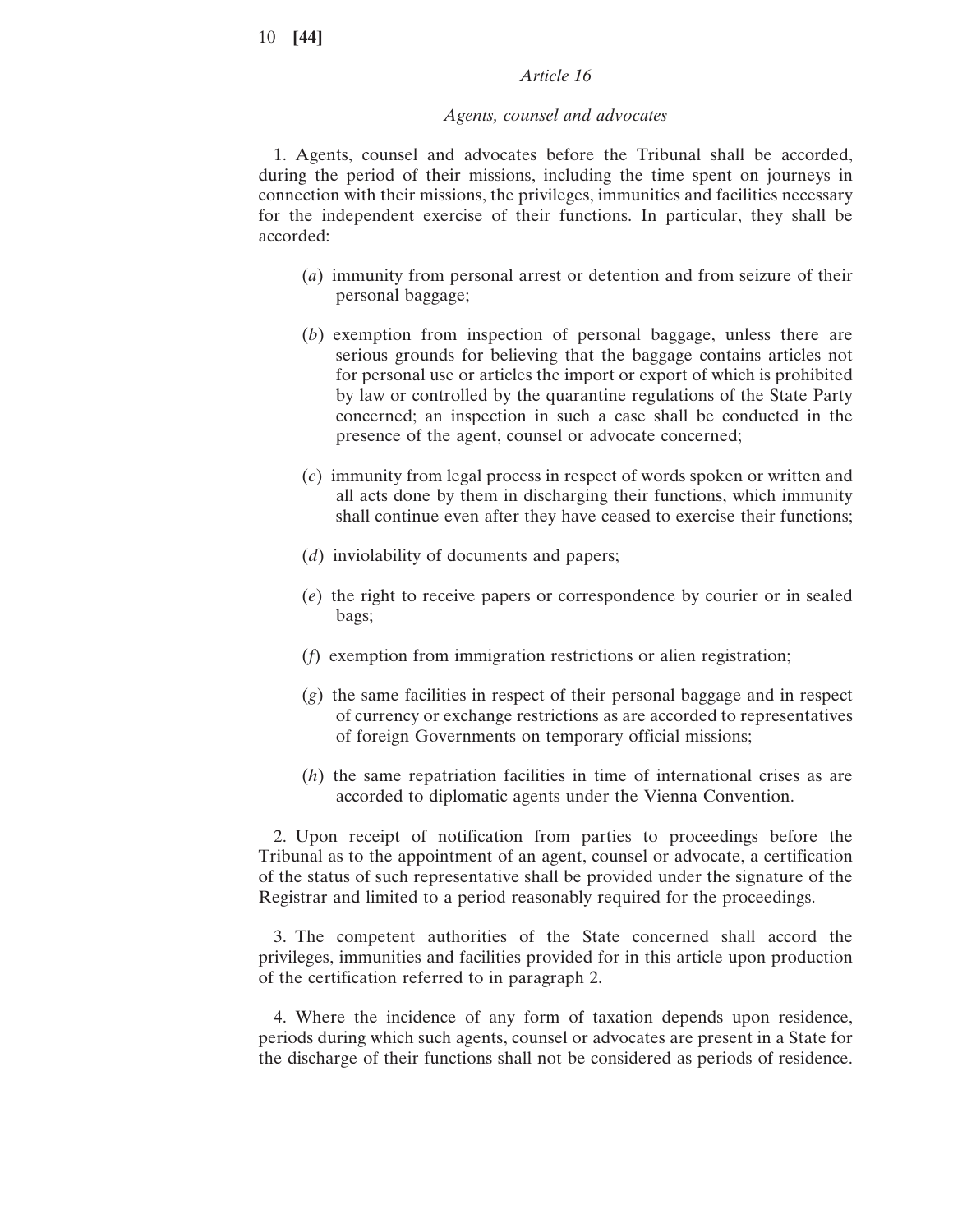*Article 16*

*Agents, counsel and advocates*

1. Agents, counsel and advocates before the Tribunal shall be accorded, during the period of their missions, including the time spent on journeys in connection with their missions, the privileges, immunities and facilities necessary for the independent exercise of their functions. In particular, they shall be accorded:

(*a*) immunity from personal arrest or detention and from seizure of their personal baggage;

(*b*) exemption from inspection of personal baggage, unless there are serious grounds for believing that the baggage contains articles not for personal use or articles the import or export of which is prohibited by law or controlled by the quarantine regulations of the State Party concerned; an inspection in such a case shall be conducted in the presence of the agent, counsel or advocate concerned;

(*c*) immunity from legal process in respect of words spoken or written and all acts done by them in discharging their functions, which immunity shall continue even after they have ceased to exercise their functions;

(*d*) inviolability of documents and papers;

(*e*) the right to receive papers or correspondence by courier or in sealed bags;

(*f*) exemption from immigration restrictions or alien registration;

(*g*) the same facilities in respect of their personal baggage and in respect of currency or exchange restrictions as are accorded to representatives of foreign Governments on temporary official missions;

(*h*) the same repatriation facilities in time of international crises as are accorded to diplomatic agents under the Vienna Convention.

2. Upon receipt of notification from parties to proceedings before the Tribunal as to the appointment of an agent, counsel or advocate, a certification of the status of such representative shall be provided under the signature of the Registrar and limited to a period reasonably required for the proceedings.

3. The competent authorities of the State concerned shall accord the privileges, immunities and facilities provided for in this article upon production of the certification referred to in paragraph 2.

4. Where the incidence of any form of taxation depends upon residence, periods during which such agents, counsel or advocates are present in a State for the discharge of their functions shall not be considered as periods of residence.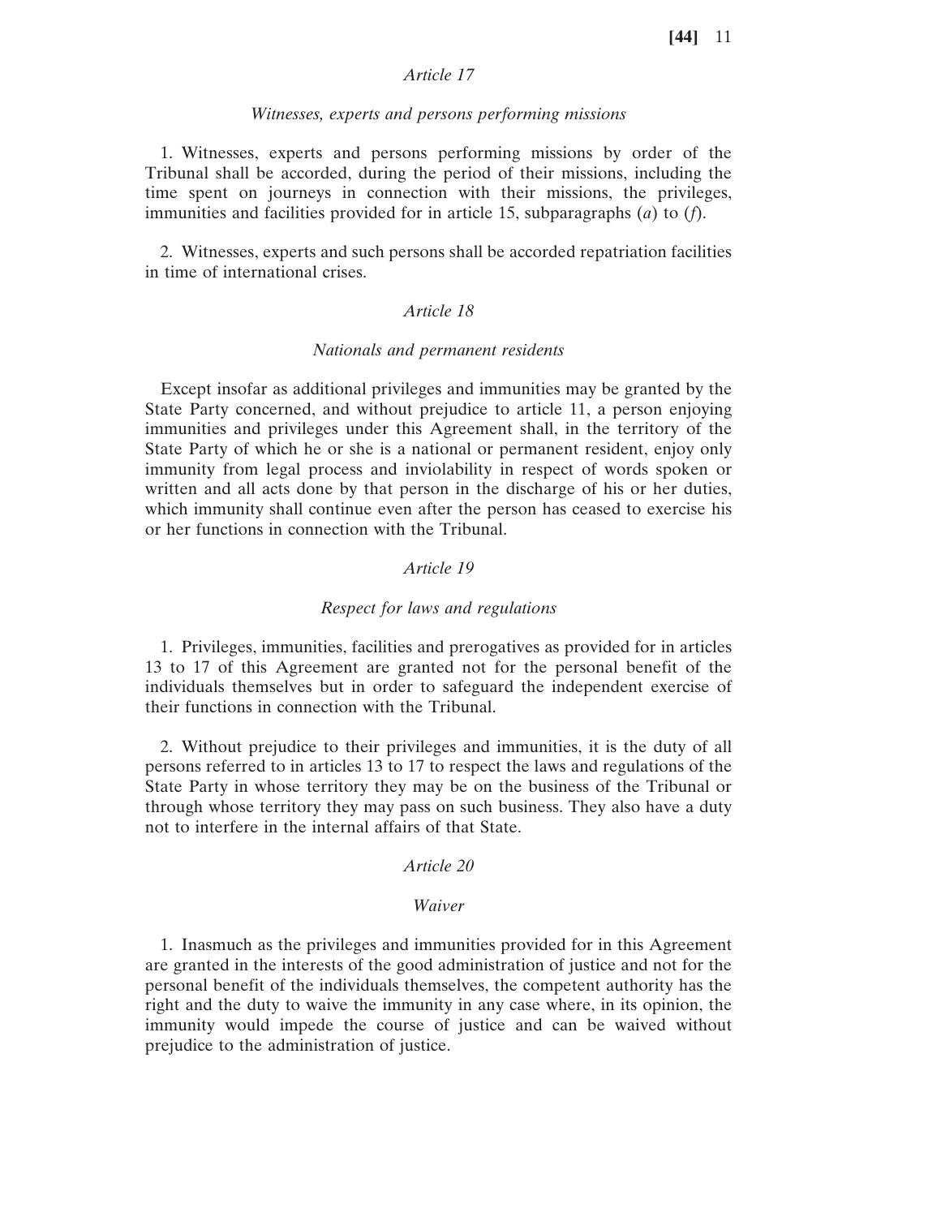### *Article 17*

#### *Witnesses, experts and persons performing missions*

1. Witnesses, experts and persons performing missions by order of the Tribunal shall be accorded, during the period of their missions, including the time spent on journeys in connection with their missions, the privileges, immunities and facilities provided for in article 15, subparagraphs (*a*) to (*f*).

2. Witnesses, experts and such persons shall be accorded repatriation facilities in time of international crises.

### *Article 18*

#### *Nationals and permanent residents*

Except insofar as additional privileges and immunities may be granted by the State Party concerned, and without prejudice to article 11, a person enjoying immunities and privileges under this Agreement shall, in the territory of the State Party of which he or she is a national or permanent resident, enjoy only immunity from legal process and inviolability in respect of words spoken or written and all acts done by that person in the discharge of his or her duties, which immunity shall continue even after the person has ceased to exercise his or her functions in connection with the Tribunal.

### *Article 19*

#### *Respect for laws and regulations*

1. Privileges, immunities, facilities and prerogatives as provided for in articles 13 to 17 of this Agreement are granted not for the personal benefit of the individuals themselves but in order to safeguard the independent exercise of their functions in connection with the Tribunal.

2. Without prejudice to their privileges and immunities, it is the duty of all persons referred to in articles 13 to 17 to respect the laws and regulations of the State Party in whose territory they may be on the business of the Tribunal or through whose territory they may pass on such business. They also have a duty not to interfere in the internal affairs of that State.

### *Article 20*

#### *Waiver*

1. Inasmuch as the privileges and immunities provided for in this Agreement are granted in the interests of the good administration of justice and not for the personal benefit of the individuals themselves, the competent authority has the right and the duty to waive the immunity in any case where, in its opinion, the immunity would impede the course of justice and can be waived without prejudice to the administration of justice.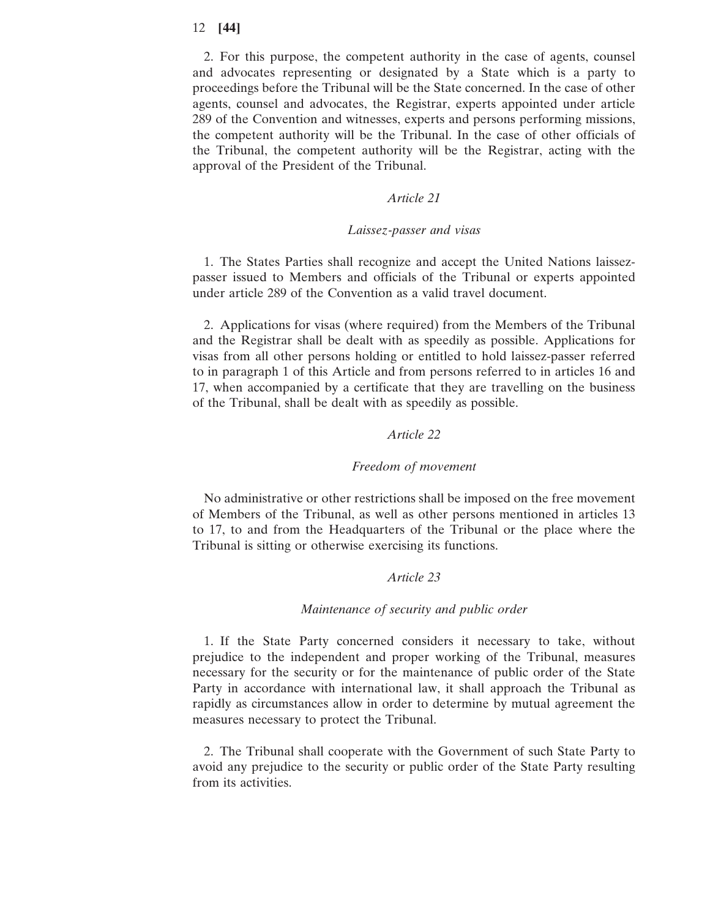2. For this purpose, the competent authority in the case of agents, counsel and advocates representing or designated by a State which is a party to proceedings before the Tribunal will be the State concerned. In the case of other agents, counsel and advocates, the Registrar, experts appointed under article 289 of the Convention and witnesses, experts and persons performing missions, the competent authority will be the Tribunal. In the case of other officials of the Tribunal, the competent authority will be the Registrar, acting with the approval of the President of the Tribunal.

### *Article 21*

### *Laissez-passer and visas*

1. The States Parties shall recognize and accept the United Nations laissez-passer issued to Members and officials of the Tribunal or experts appointed under article 289 of the Convention as a valid travel document.

2. Applications for visas (where required) from the Members of the Tribunal and the Registrar shall be dealt with as speedily as possible. Applications for visas from all other persons holding or entitled to hold laissez-passer referred to in paragraph 1 of this Article and from persons referred to in articles 16 and 17, when accompanied by a certificate that they are travelling on the business of the Tribunal, shall be dealt with as speedily as possible.

### *Article 22*

### *Freedom of movement*

No administrative or other restrictions shall be imposed on the free movement of Members of the Tribunal, as well as other persons mentioned in articles 13 to 17, to and from the Headquarters of the Tribunal or the place where the Tribunal is sitting or otherwise exercising its functions.

### *Article 23*

### *Maintenance of security and public order*

1. If the State Party concerned considers it necessary to take, without prejudice to the independent and proper working of the Tribunal, measures necessary for the security or for the maintenance of public order of the State Party in accordance with international law, it shall approach the Tribunal as rapidly as circumstances allow in order to determine by mutual agreement the measures necessary to protect the Tribunal.

2. The Tribunal shall cooperate with the Government of such State Party to avoid any prejudice to the security or public order of the State Party resulting from its activities.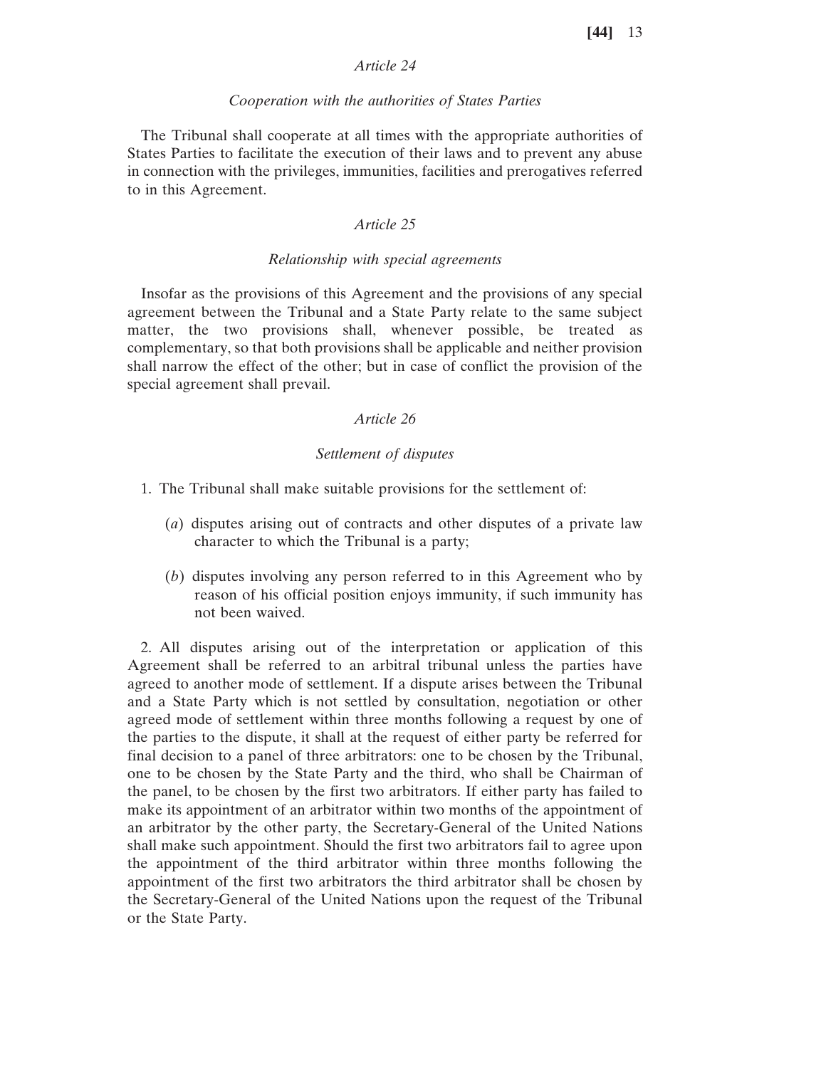*Article 24*

*Cooperation with the authorities of States Parties*

The Tribunal shall cooperate at all times with the appropriate authorities of States Parties to facilitate the execution of their laws and to prevent any abuse in connection with the privileges, immunities, facilities and prerogatives referred to in this Agreement.

*Article 25*

*Relationship with special agreements*

Insofar as the provisions of this Agreement and the provisions of any special agreement between the Tribunal and a State Party relate to the same subject matter, the two provisions shall, whenever possible, be treated as complementary, so that both provisions shall be applicable and neither provision shall narrow the effect of the other; but in case of conflict the provision of the special agreement shall prevail.

*Article 26*

*Settlement of disputes*

1. The Tribunal shall make suitable provisions for the settlement of:

   (*a*) disputes arising out of contracts and other disputes of a private law character to which the Tribunal is a party;

   (*b*) disputes involving any person referred to in this Agreement who by reason of his official position enjoys immunity, if such immunity has not been waived.

2. All disputes arising out of the interpretation or application of this Agreement shall be referred to an arbitral tribunal unless the parties have agreed to another mode of settlement. If a dispute arises between the Tribunal and a State Party which is not settled by consultation, negotiation or other agreed mode of settlement within three months following a request by one of the parties to the dispute, it shall at the request of either party be referred for final decision to a panel of three arbitrators: one to be chosen by the Tribunal, one to be chosen by the State Party and the third, who shall be Chairman of the panel, to be chosen by the first two arbitrators. If either party has failed to make its appointment of an arbitrator within two months of the appointment of an arbitrator by the other party, the Secretary-General of the United Nations shall make such appointment. Should the first two arbitrators fail to agree upon the appointment of the third arbitrator within three months following the appointment of the first two arbitrators the third arbitrator shall be chosen by the Secretary-General of the United Nations upon the request of the Tribunal or the State Party.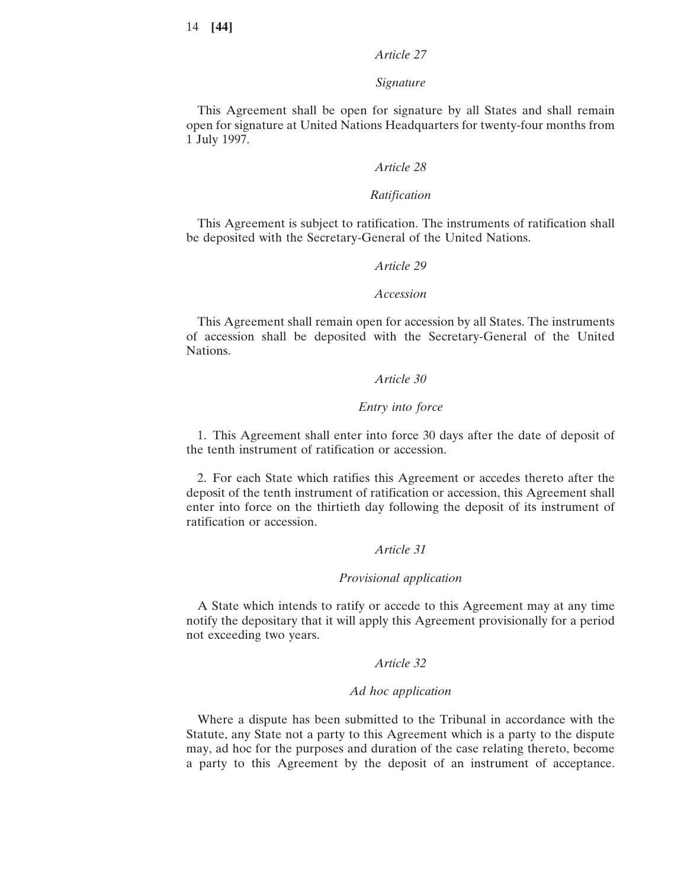*Article 27*

*Signature*

This Agreement shall be open for signature by all States and shall remain open for signature at United Nations Headquarters for twenty-four months from 1 July 1997.

*Article 28*

*Ratification*

This Agreement is subject to ratification. The instruments of ratification shall be deposited with the Secretary-General of the United Nations.

*Article 29*

*Accession*

This Agreement shall remain open for accession by all States. The instruments of accession shall be deposited with the Secretary-General of the United Nations.

*Article 30*

*Entry into force*

1. This Agreement shall enter into force 30 days after the date of deposit of the tenth instrument of ratification or accession.

2. For each State which ratifies this Agreement or accedes thereto after the deposit of the tenth instrument of ratification or accession, this Agreement shall enter into force on the thirtieth day following the deposit of its instrument of ratification or accession.

*Article 31*

*Provisional application*

A State which intends to ratify or accede to this Agreement may at any time notify the depositary that it will apply this Agreement provisionally for a period not exceeding two years.

*Article 32*

*Ad hoc application*

Where a dispute has been submitted to the Tribunal in accordance with the Statute, any State not a party to this Agreement which is a party to the dispute may, ad hoc for the purposes and duration of the case relating thereto, become a party to this Agreement by the deposit of an instrument of acceptance.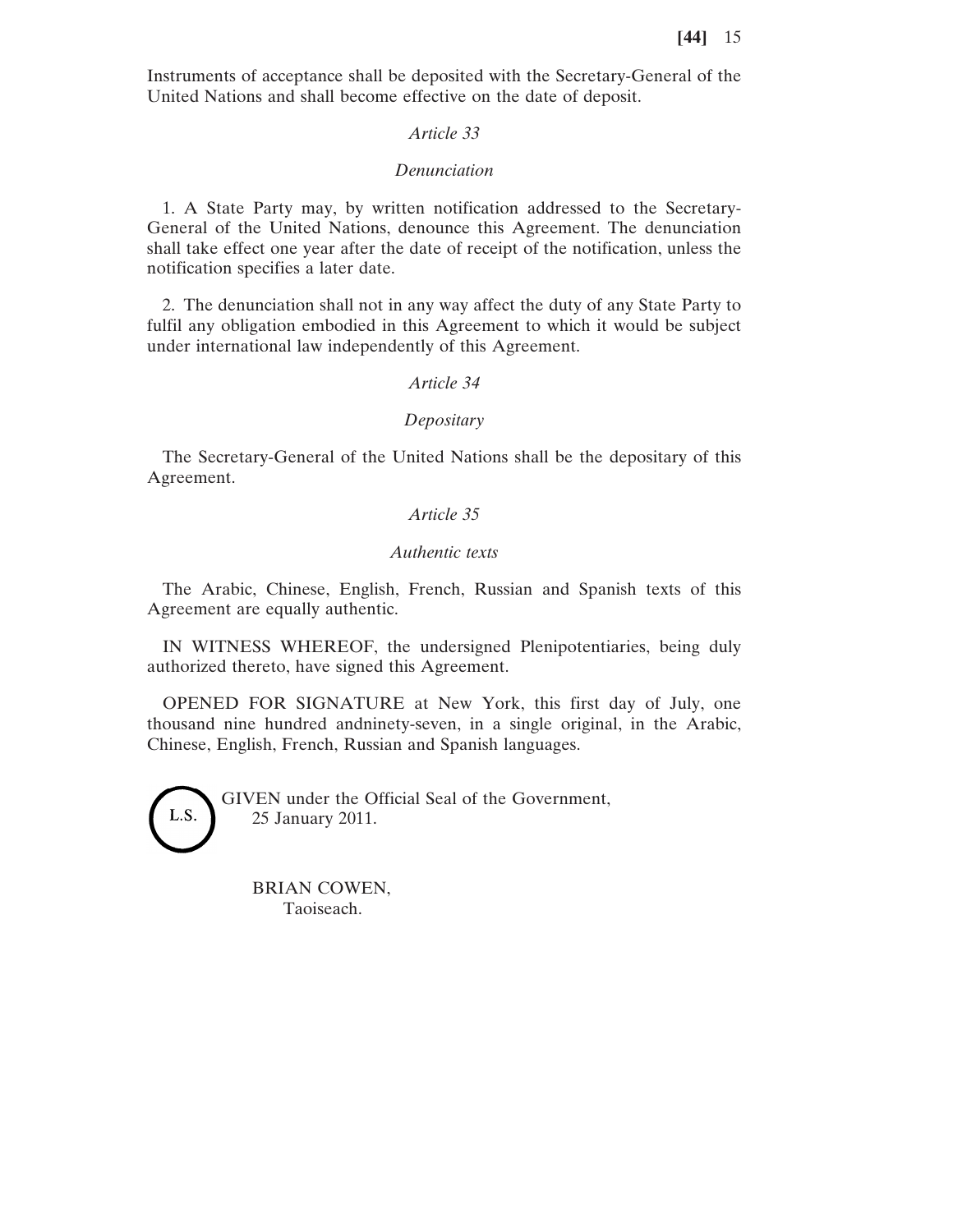Instruments of acceptance shall be deposited with the Secretary-General of the United Nations and shall become effective on the date of deposit.

*Article 33*

*Denunciation*

1. A State Party may, by written notification addressed to the Secretary-General of the United Nations, denounce this Agreement. The denunciation shall take effect one year after the date of receipt of the notification, unless the notification specifies a later date.

2. The denunciation shall not in any way affect the duty of any State Party to fulfil any obligation embodied in this Agreement to which it would be subject under international law independently of this Agreement.

*Article 34*

*Depositary*

The Secretary-General of the United Nations shall be the depositary of this Agreement.

*Article 35*

*Authentic texts*

The Arabic, Chinese, English, French, Russian and Spanish texts of this Agreement are equally authentic.

IN WITNESS WHEREOF, the undersigned Plenipotentiaries, being duly authorized thereto, have signed this Agreement.

OPENED FOR SIGNATURE at New York, this first day of July, one thousand nine hundred andninety-seven, in a single original, in the Arabic, Chinese, English, French, Russian and Spanish languages.

L.S.

GIVEN under the Official Seal of the Government,
25 January 2011.

BRIAN COWEN,
Taoiseach.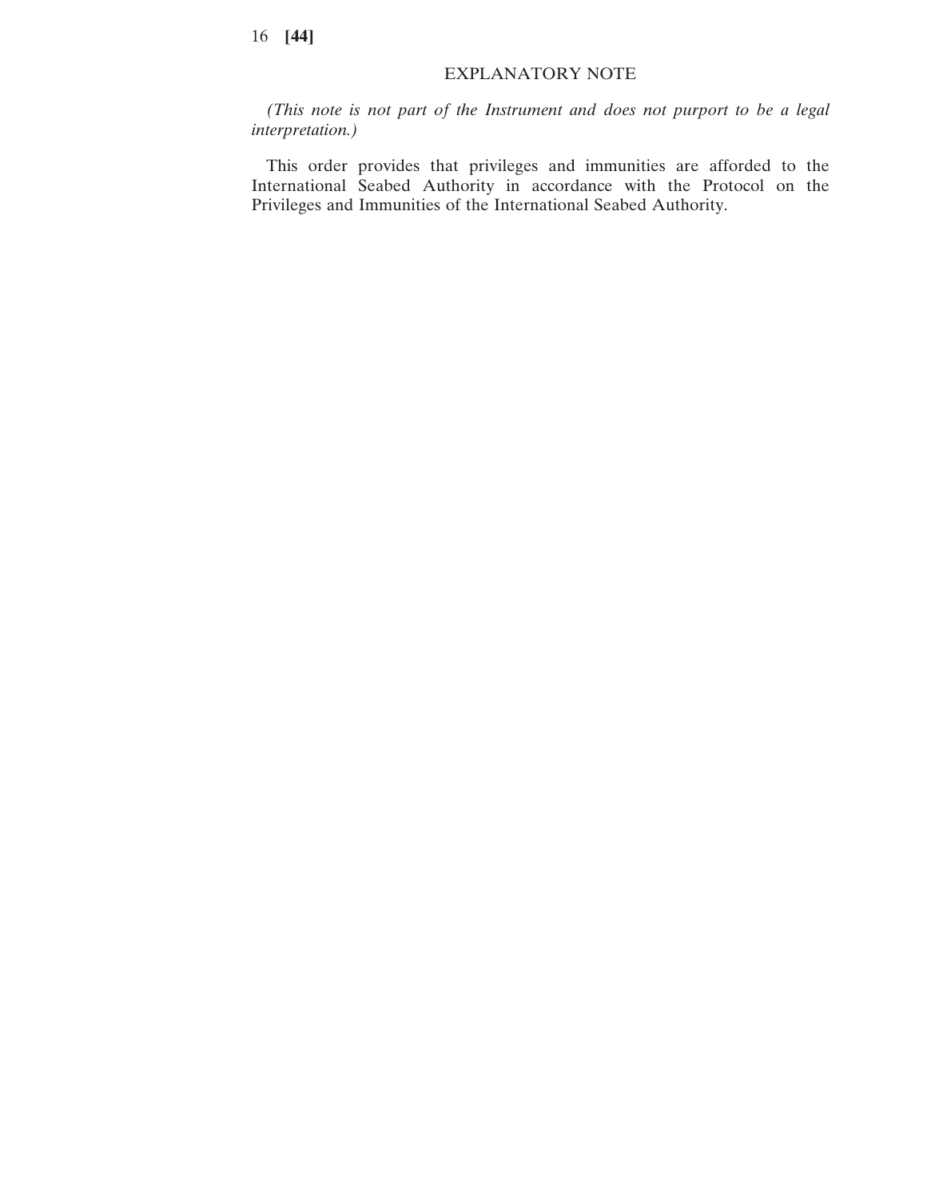## EXPLANATORY NOTE

*(This note is not part of the Instrument and does not purport to be a legal interpretation.)*

This order provides that privileges and immunities are afforded to the International Seabed Authority in accordance with the Protocol on the Privileges and Immunities of the International Seabed Authority.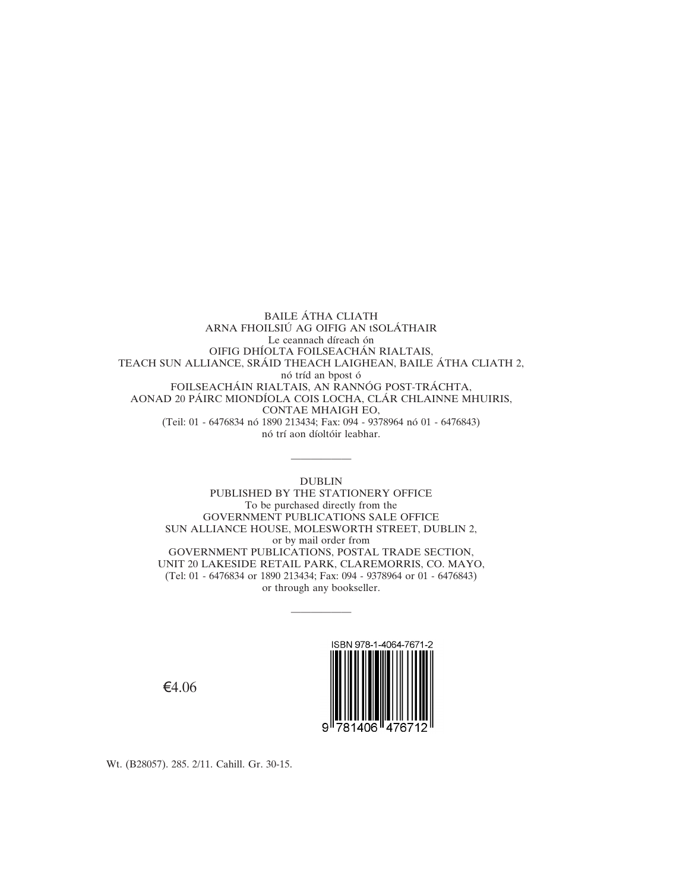BAILE ÁTHA CLIATH
ARNA FHOILSIÚ AG OIFIG AN tSOLÁTHAIR
Le ceannach díreach ón
OIFIG DHÍOLTA FOILSEACHÁN RIALTAIS,
TEACH SUN ALLIANCE, SRÁID THEACH LAIGHEAN, BAILE ÁTHA CLIATH 2,
nó tríd an bpost ó
FOILSEACHÁIN RIALTAIS, AN RANNÓG POST-TRÁCHTA,
AONAD 20 PÁIRC MIONDÍOLA COIS LOCHA, CLÁR CHLAINNE MHUIRIS,
CONTAE MHAIGH EO,
(Teil: 01 - 6476834 nó 1890 213434; Fax: 094 - 9378964 nó 01 - 6476843)
nó trí aon díoltóir leabhar.

---

DUBLIN
PUBLISHED BY THE STATIONERY OFFICE
To be purchased directly from the
GOVERNMENT PUBLICATIONS SALE OFFICE
SUN ALLIANCE HOUSE, MOLESWORTH STREET, DUBLIN 2,
or by mail order from
GOVERNMENT PUBLICATIONS, POSTAL TRADE SECTION,
UNIT 20 LAKESIDE RETAIL PARK, CLAREMORRIS, CO. MAYO,
(Tel: 01 - 6476834 or 1890 213434; Fax: 094 - 9378964 or 01 - 6476843)
or through any bookseller.

---

€4.06

ISBN 978-1-4064-7671-2

9 781406 476712

Wt. (B28057). 285. 2/11. Cahill. Gr. 30-15.